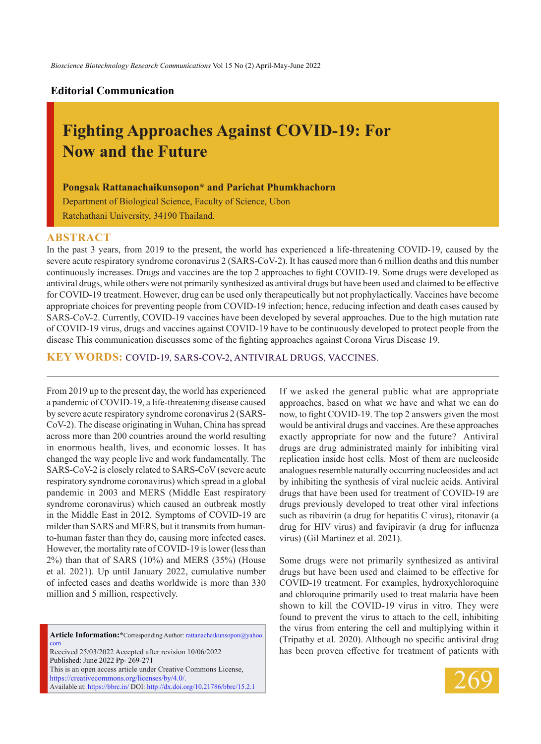**Editorial Communication**

# Fighting Approaches Against COVID-19: For Now and the Future

**Pongsak Rattanachaikunsopon* and Parichat Phumkhachorn**

Department of Biological Science, Faculty of Science, Ubon Ratchathani University, 34190 Thailand.

## ABSTRACT

In the past 3 years, from 2019 to the present, the world has experienced a life-threatening COVID-19, caused by the severe acute respiratory syndrome coronavirus 2 (SARS-CoV-2). It has caused more than 6 million deaths and this number continuously increases. Drugs and vaccines are the top 2 approaches to fight COVID-19. Some drugs were developed as antiviral drugs, while others were not primarily synthesized as antiviral drugs but have been used and claimed to be effective for COVID-19 treatment. However, drug can be used only therapeutically but not prophylactically. Vaccines have become appropriate choices for preventing people from COVID-19 infection; hence, reducing infection and death cases caused by SARS-CoV-2. Currently, COVID-19 vaccines have been developed by several approaches. Due to the high mutation rate of COVID-19 virus, drugs and vaccines against COVID-19 have to be continuously developed to protect people from the disease This communication discusses some of the fighting approaches against Corona Virus Disease 19.

**KEY WORDS:** COVID-19, SARS-COV-2, ANTIVIRAL DRUGS, VACCINES.

From 2019 up to the present day, the world has experienced a pandemic of COVID-19, a life-threatening disease caused by severe acute respiratory syndrome coronavirus 2 (SARS-CoV-2). The disease originating in Wuhan, China has spread across more than 200 countries around the world resulting in enormous health, lives, and economic losses. It has changed the way people live and work fundamentally. The SARS-CoV-2 is closely related to SARS-CoV (severe acute respiratory syndrome coronavirus) which spread in a global pandemic in 2003 and MERS (Middle East respiratory syndrome coronavirus) which caused an outbreak mostly in the Middle East in 2012. Symptoms of COVID-19 are milder than SARS and MERS, but it transmits from human-to-human faster than they do, causing more infected cases. However, the mortality rate of COVID-19 is lower (less than 2%) than that of SARS (10%) and MERS (35%) (House et al. 2021). Up until January 2022, cumulative number of infected cases and deaths worldwide is more than 330 million and 5 million, respectively.

**Article Information:***Corresponding Author: rattanachaikunsopon@yahoo.com
Received 25/03/2022 Accepted after revision 10/06/2022
Published: June 2022 Pp- 269-271
This is an open access article under Creative Commons License, https://creativecommons.org/licenses/by/4.0/.
Available at: https://bbrc.in/ DOI: http://dx.doi.org/10.21786/bbrc/15.2.1

If we asked the general public what are appropriate approaches, based on what we have and what we can do now, to fight COVID-19. The top 2 answers given the most would be antiviral drugs and vaccines. Are these approaches exactly appropriate for now and the future? Antiviral drugs are drug administrated mainly for inhibiting viral replication inside host cells. Most of them are nucleoside analogues resemble naturally occurring nucleosides and act by inhibiting the synthesis of viral nucleic acids. Antiviral drugs that have been used for treatment of COVID-19 are drugs previously developed to treat other viral infections such as ribavirin (a drug for hepatitis C virus), ritonavir (a drug for HIV virus) and favipiravir (a drug for influenza virus) (Gil Martinez et al. 2021).

Some drugs were not primarily synthesized as antiviral drugs but have been used and claimed to be effective for COVID-19 treatment. For examples, hydroxychloroquine and chloroquine primarily used to treat malaria have been shown to kill the COVID-19 virus in vitro. They were found to prevent the virus to attach to the cell, inhibiting the virus from entering the cell and multiplying within it (Tripathy et al. 2020). Although no specific antiviral drug has been proven effective for treatment of patients with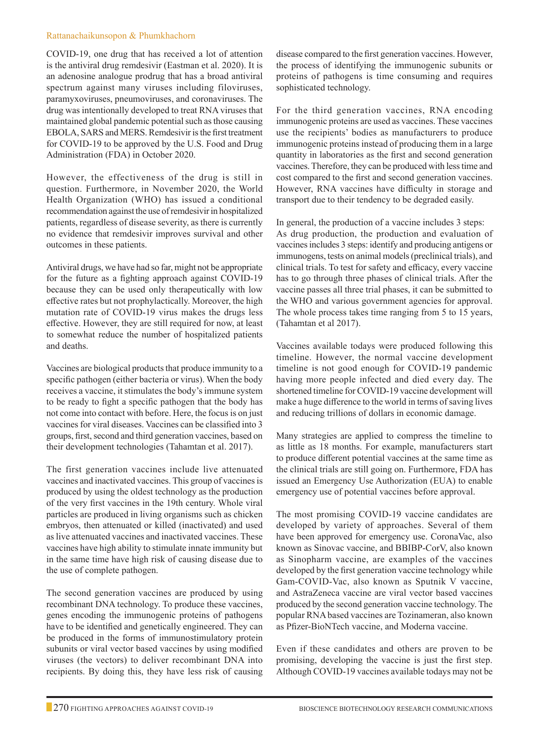COVID-19, one drug that has received a lot of attention is the antiviral drug remdesivir (Eastman et al. 2020). It is an adenosine analogue prodrug that has a broad antiviral spectrum against many viruses including filoviruses, paramyxoviruses, pneumoviruses, and coronaviruses. The drug was intentionally developed to treat RNA viruses that maintained global pandemic potential such as those causing EBOLA, SARS and MERS. Remdesivir is the first treatment for COVID-19 to be approved by the U.S. Food and Drug Administration (FDA) in October 2020.

However, the effectiveness of the drug is still in question. Furthermore, in November 2020, the World Health Organization (WHO) has issued a conditional recommendation against the use of remdesivir in hospitalized patients, regardless of disease severity, as there is currently no evidence that remdesivir improves survival and other outcomes in these patients.

Antiviral drugs, we have had so far, might not be appropriate for the future as a fighting approach against COVID-19 because they can be used only therapeutically with low effective rates but not prophylactically. Moreover, the high mutation rate of COVID-19 virus makes the drugs less effective. However, they are still required for now, at least to somewhat reduce the number of hospitalized patients and deaths.

Vaccines are biological products that produce immunity to a specific pathogen (either bacteria or virus). When the body receives a vaccine, it stimulates the body's immune system to be ready to fight a specific pathogen that the body has not come into contact with before. Here, the focus is on just vaccines for viral diseases. Vaccines can be classified into 3 groups, first, second and third generation vaccines, based on their development technologies (Tahamtan et al. 2017).

The first generation vaccines include live attenuated vaccines and inactivated vaccines. This group of vaccines is produced by using the oldest technology as the production of the very first vaccines in the 19th century. Whole viral particles are produced in living organisms such as chicken embryos, then attenuated or killed (inactivated) and used as live attenuated vaccines and inactivated vaccines. These vaccines have high ability to stimulate innate immunity but in the same time have high risk of causing disease due to the use of complete pathogen.

The second generation vaccines are produced by using recombinant DNA technology. To produce these vaccines, genes encoding the immunogenic proteins of pathogens have to be identified and genetically engineered. They can be produced in the forms of immunostimulatory protein subunits or viral vector based vaccines by using modified viruses (the vectors) to deliver recombinant DNA into recipients. By doing this, they have less risk of causing disease compared to the first generation vaccines. However, the process of identifying the immunogenic subunits or proteins of pathogens is time consuming and requires sophisticated technology.

For the third generation vaccines, RNA encoding immunogenic proteins are used as vaccines. These vaccines use the recipients' bodies as manufacturers to produce immunogenic proteins instead of producing them in a large quantity in laboratories as the first and second generation vaccines. Therefore, they can be produced with less time and cost compared to the first and second generation vaccines. However, RNA vaccines have difficulty in storage and transport due to their tendency to be degraded easily.

In general, the production of a vaccine includes 3 steps: As drug production, the production and evaluation of vaccines includes 3 steps: identify and producing antigens or immunogens, tests on animal models (preclinical trials), and clinical trials. To test for safety and efficacy, every vaccine has to go through three phases of clinical trials. After the vaccine passes all three trial phases, it can be submitted to the WHO and various government agencies for approval. The whole process takes time ranging from 5 to 15 years, (Tahamtan et al 2017).

Vaccines available todays were produced following this timeline. However, the normal vaccine development timeline is not good enough for COVID-19 pandemic having more people infected and died every day. The shortened timeline for COVID-19 vaccine development will make a huge difference to the world in terms of saving lives and reducing trillions of dollars in economic damage.

Many strategies are applied to compress the timeline to as little as 18 months. For example, manufacturers start to produce different potential vaccines at the same time as the clinical trials are still going on. Furthermore, FDA has issued an Emergency Use Authorization (EUA) to enable emergency use of potential vaccines before approval.

The most promising COVID-19 vaccine candidates are developed by variety of approaches. Several of them have been approved for emergency use. CoronaVac, also known as Sinovac vaccine, and BBIBP-CorV, also known as Sinopharm vaccine, are examples of the vaccines developed by the first generation vaccine technology while Gam-COVID-Vac, also known as Sputnik V vaccine, and AstraZeneca vaccine are viral vector based vaccines produced by the second generation vaccine technology. The popular RNA based vaccines are Tozinameran, also known as Pfizer-BioNTech vaccine, and Moderna vaccine.

Even if these candidates and others are proven to be promising, developing the vaccine is just the first step. Although COVID-19 vaccines available todays may not be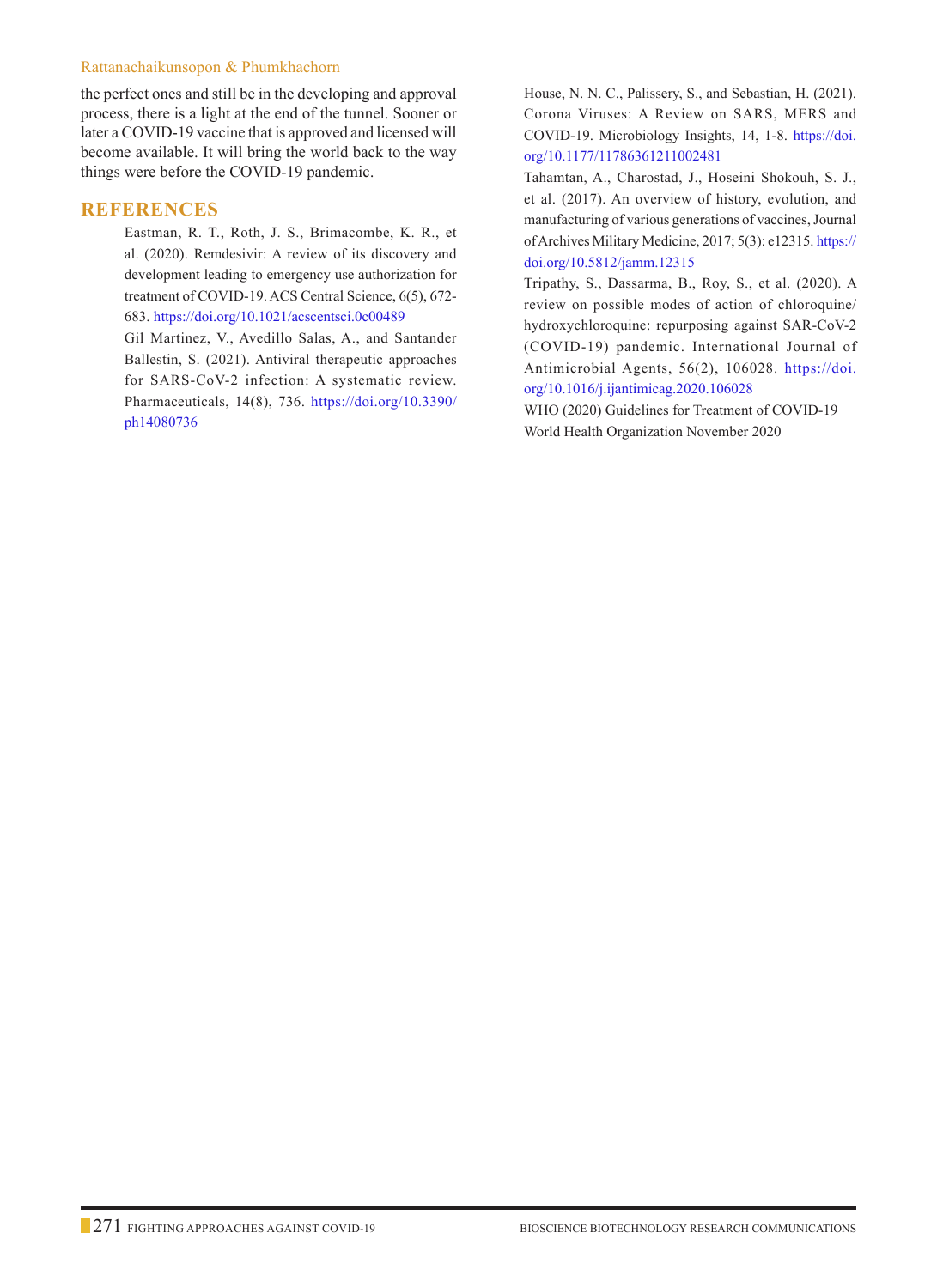the perfect ones and still be in the developing and approval process, there is a light at the end of the tunnel. Sooner or later a COVID-19 vaccine that is approved and licensed will become available. It will bring the world back to the way things were before the COVID-19 pandemic.

## REFERENCES

Eastman, R. T., Roth, J. S., Brimacombe, K. R., et al. (2020). Remdesivir: A review of its discovery and development leading to emergency use authorization for treatment of COVID-19. ACS Central Science, 6(5), 672-683. https://doi.org/10.1021/acscentsci.0c00489

Gil Martinez, V., Avedillo Salas, A., and Santander Ballestin, S. (2021). Antiviral therapeutic approaches for SARS-CoV-2 infection: A systematic review. Pharmaceuticals, 14(8), 736. https://doi.org/10.3390/ph14080736

House, N. N. C., Palissery, S., and Sebastian, H. (2021). Corona Viruses: A Review on SARS, MERS and COVID-19. Microbiology Insights, 14, 1-8. https://doi.org/10.1177/11786361211002481

Tahamtan, A., Charostad, J., Hoseini Shokouh, S. J., et al. (2017). An overview of history, evolution, and manufacturing of various generations of vaccines, Journal of Archives Military Medicine, 2017; 5(3): e12315. https://doi.org/10.5812/jamm.12315

Tripathy, S., Dassarma, B., Roy, S., et al. (2020). A review on possible modes of action of chloroquine/hydroxychloroquine: repurposing against SAR-CoV-2 (COVID-19) pandemic. International Journal of Antimicrobial Agents, 56(2), 106028. https://doi.org/10.1016/j.ijantimicag.2020.106028

WHO (2020) Guidelines for Treatment of COVID-19 World Health Organization November 2020